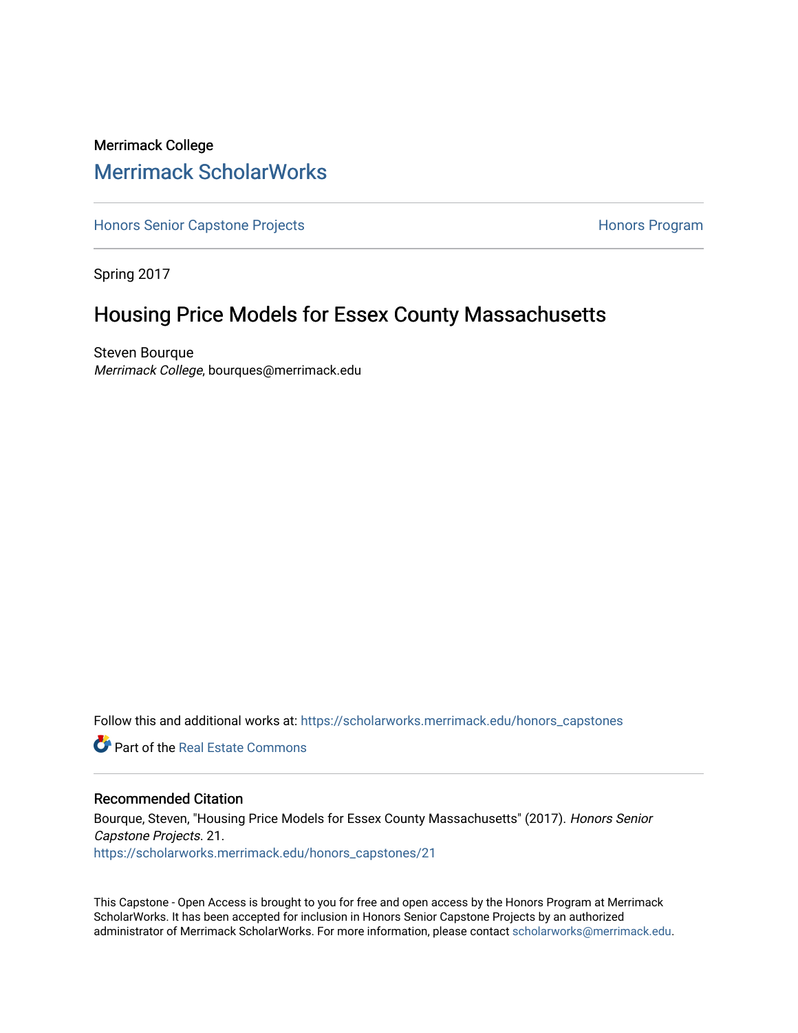Merrimack College

## Merrimack ScholarWorks

Honors Senior Capstone Projects | Honors Program

Spring 2017

# Housing Price Models for Essex County Massachusetts

Steven Bourque
*Merrimack College*, bourques@merrimack.edu

Follow this and additional works at: https://scholarworks.merrimack.edu/honors_capstones

Part of the Real Estate Commons

### Recommended Citation

Bourque, Steven, "Housing Price Models for Essex County Massachusetts" (2017). *Honors Senior Capstone Projects*. 21.
https://scholarworks.merrimack.edu/honors_capstones/21

This Capstone - Open Access is brought to you for free and open access by the Honors Program at Merrimack ScholarWorks. It has been accepted for inclusion in Honors Senior Capstone Projects by an authorized administrator of Merrimack ScholarWorks. For more information, please contact scholarworks@merrimack.edu.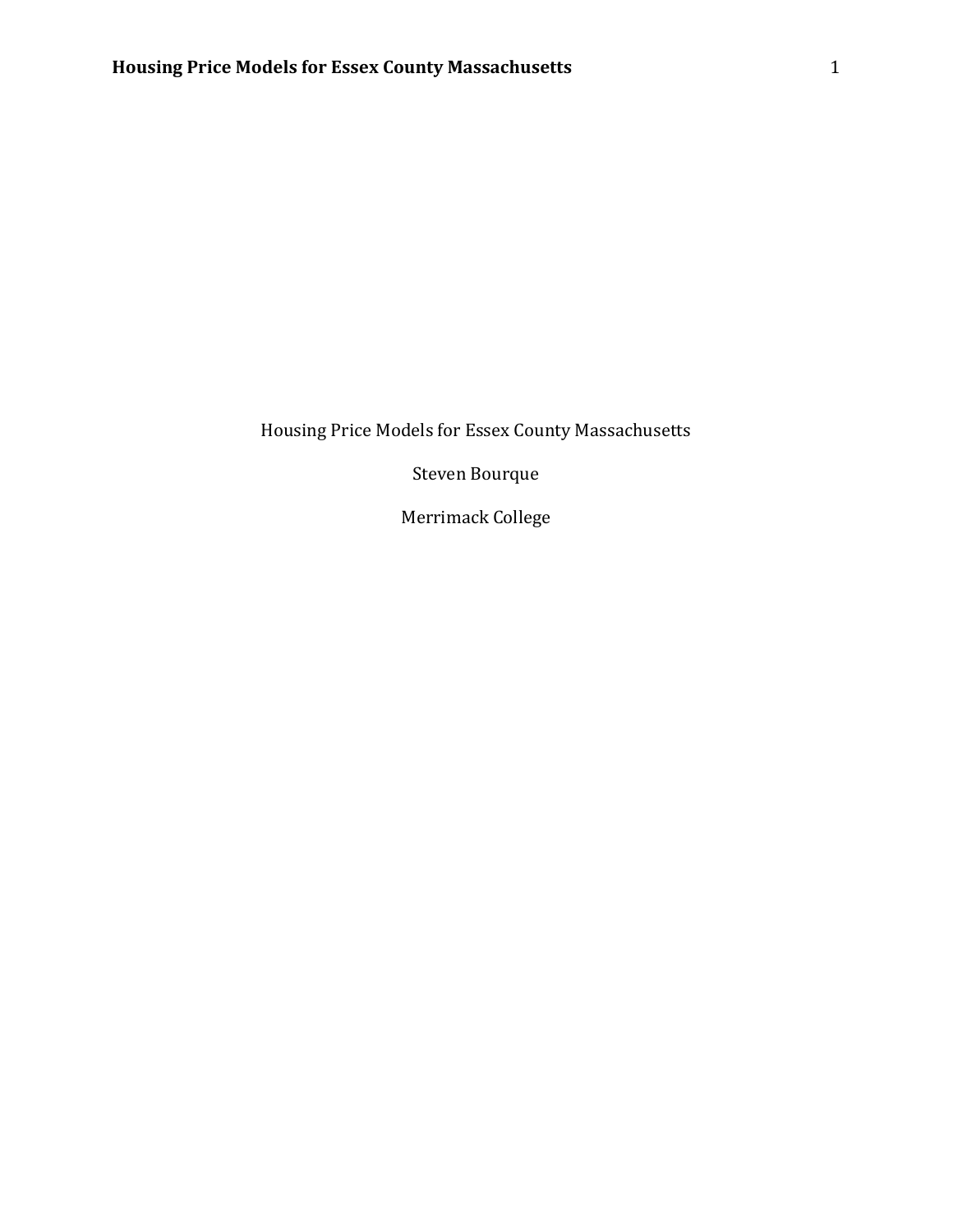Housing Price Models for Essex County Massachusetts

Steven Bourque

Merrimack College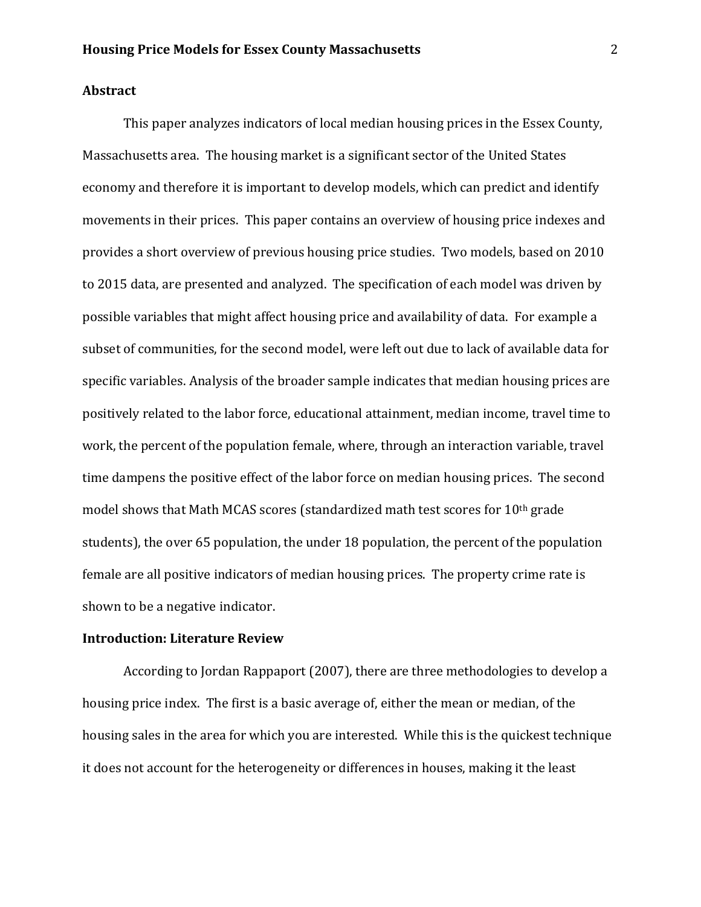## Abstract

This paper analyzes indicators of local median housing prices in the Essex County, Massachusetts area. The housing market is a significant sector of the United States economy and therefore it is important to develop models, which can predict and identify movements in their prices. This paper contains an overview of housing price indexes and provides a short overview of previous housing price studies. Two models, based on 2010 to 2015 data, are presented and analyzed. The specification of each model was driven by possible variables that might affect housing price and availability of data. For example a subset of communities, for the second model, were left out due to lack of available data for specific variables. Analysis of the broader sample indicates that median housing prices are positively related to the labor force, educational attainment, median income, travel time to work, the percent of the population female, where, through an interaction variable, travel time dampens the positive effect of the labor force on median housing prices. The second model shows that Math MCAS scores (standardized math test scores for 10th grade students), the over 65 population, the under 18 population, the percent of the population female are all positive indicators of median housing prices. The property crime rate is shown to be a negative indicator.

## Introduction: Literature Review

According to Jordan Rappaport (2007), there are three methodologies to develop a housing price index. The first is a basic average of, either the mean or median, of the housing sales in the area for which you are interested. While this is the quickest technique it does not account for the heterogeneity or differences in houses, making it the least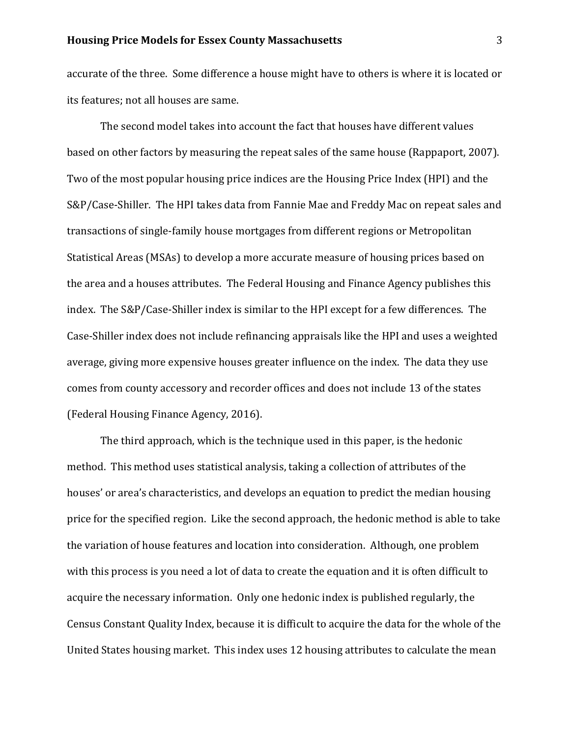accurate of the three. Some difference a house might have to others is where it is located or its features; not all houses are same.

The second model takes into account the fact that houses have different values based on other factors by measuring the repeat sales of the same house (Rappaport, 2007). Two of the most popular housing price indices are the Housing Price Index (HPI) and the S&P/Case-Shiller. The HPI takes data from Fannie Mae and Freddy Mac on repeat sales and transactions of single-family house mortgages from different regions or Metropolitan Statistical Areas (MSAs) to develop a more accurate measure of housing prices based on the area and a houses attributes. The Federal Housing and Finance Agency publishes this index. The S&P/Case-Shiller index is similar to the HPI except for a few differences. The Case-Shiller index does not include refinancing appraisals like the HPI and uses a weighted average, giving more expensive houses greater influence on the index. The data they use comes from county accessory and recorder offices and does not include 13 of the states (Federal Housing Finance Agency, 2016).

The third approach, which is the technique used in this paper, is the hedonic method. This method uses statistical analysis, taking a collection of attributes of the houses' or area's characteristics, and develops an equation to predict the median housing price for the specified region. Like the second approach, the hedonic method is able to take the variation of house features and location into consideration. Although, one problem with this process is you need a lot of data to create the equation and it is often difficult to acquire the necessary information. Only one hedonic index is published regularly, the Census Constant Quality Index, because it is difficult to acquire the data for the whole of the United States housing market. This index uses 12 housing attributes to calculate the mean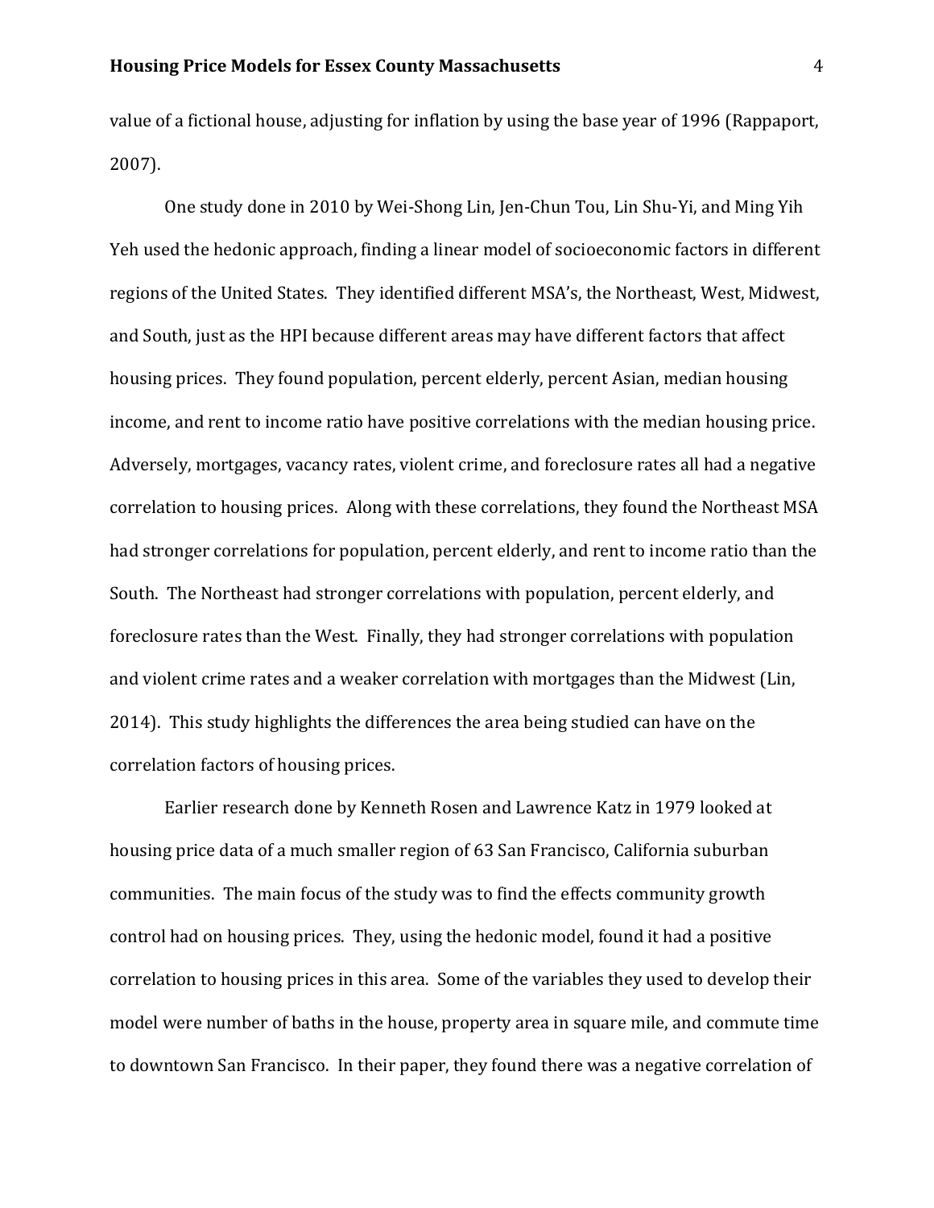value of a fictional house, adjusting for inflation by using the base year of 1996 (Rappaport, 2007).

One study done in 2010 by Wei-Shong Lin, Jen-Chun Tou, Lin Shu-Yi, and Ming Yih Yeh used the hedonic approach, finding a linear model of socioeconomic factors in different regions of the United States. They identified different MSA's, the Northeast, West, Midwest, and South, just as the HPI because different areas may have different factors that affect housing prices. They found population, percent elderly, percent Asian, median housing income, and rent to income ratio have positive correlations with the median housing price. Adversely, mortgages, vacancy rates, violent crime, and foreclosure rates all had a negative correlation to housing prices. Along with these correlations, they found the Northeast MSA had stronger correlations for population, percent elderly, and rent to income ratio than the South. The Northeast had stronger correlations with population, percent elderly, and foreclosure rates than the West. Finally, they had stronger correlations with population and violent crime rates and a weaker correlation with mortgages than the Midwest (Lin, 2014). This study highlights the differences the area being studied can have on the correlation factors of housing prices.

Earlier research done by Kenneth Rosen and Lawrence Katz in 1979 looked at housing price data of a much smaller region of 63 San Francisco, California suburban communities. The main focus of the study was to find the effects community growth control had on housing prices. They, using the hedonic model, found it had a positive correlation to housing prices in this area. Some of the variables they used to develop their model were number of baths in the house, property area in square mile, and commute time to downtown San Francisco. In their paper, they found there was a negative correlation of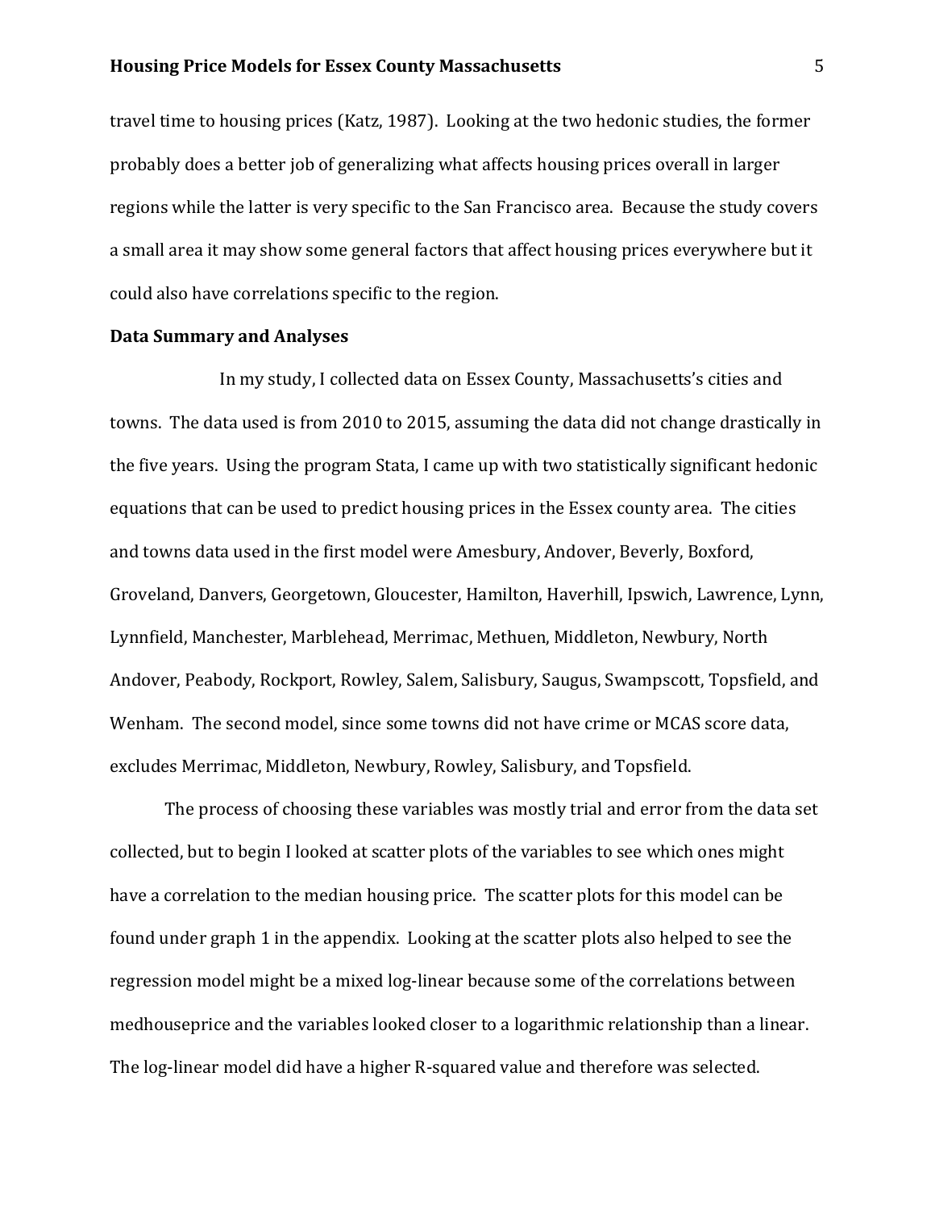travel time to housing prices (Katz, 1987). Looking at the two hedonic studies, the former probably does a better job of generalizing what affects housing prices overall in larger regions while the latter is very specific to the San Francisco area. Because the study covers a small area it may show some general factors that affect housing prices everywhere but it could also have correlations specific to the region.

**Data Summary and Analyses**

In my study, I collected data on Essex County, Massachusetts's cities and towns. The data used is from 2010 to 2015, assuming the data did not change drastically in the five years. Using the program Stata, I came up with two statistically significant hedonic equations that can be used to predict housing prices in the Essex county area. The cities and towns data used in the first model were Amesbury, Andover, Beverly, Boxford, Groveland, Danvers, Georgetown, Gloucester, Hamilton, Haverhill, Ipswich, Lawrence, Lynn, Lynnfield, Manchester, Marblehead, Merrimac, Methuen, Middleton, Newbury, North Andover, Peabody, Rockport, Rowley, Salem, Salisbury, Saugus, Swampscott, Topsfield, and Wenham. The second model, since some towns did not have crime or MCAS score data, excludes Merrimac, Middleton, Newbury, Rowley, Salisbury, and Topsfield.

The process of choosing these variables was mostly trial and error from the data set collected, but to begin I looked at scatter plots of the variables to see which ones might have a correlation to the median housing price. The scatter plots for this model can be found under graph 1 in the appendix. Looking at the scatter plots also helped to see the regression model might be a mixed log-linear because some of the correlations between medhouseprice and the variables looked closer to a logarithmic relationship than a linear. The log-linear model did have a higher R-squared value and therefore was selected.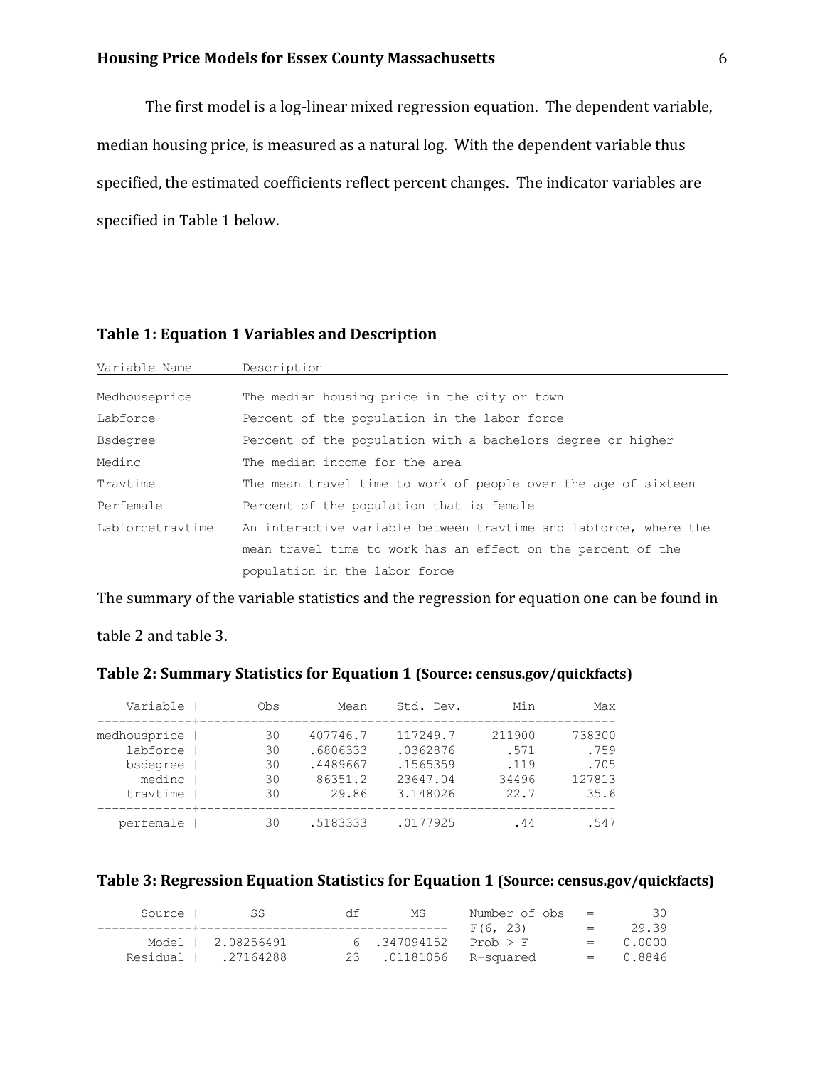The first model is a log-linear mixed regression equation. The dependent variable, median housing price, is measured as a natural log. With the dependent variable thus specified, the estimated coefficients reflect percent changes. The indicator variables are specified in Table 1 below.

**Table 1: Equation 1 Variables and Description**

| Variable Name | Description |
|---|---|
| Medhouseprice | The median housing price in the city or town |
| Labforce | Percent of the population in the labor force |
| Bsdegree | Percent of the population with a bachelors degree or higher |
| Medinc | The median income for the area |
| Travtime | The mean travel time to work of people over the age of sixteen |
| Perfemale | Percent of the population that is female |
| Labforcetravtime | An interactive variable between travtime and labforce, where the mean travel time to work has an effect on the percent of the population in the labor force |

The summary of the variable statistics and the regression for equation one can be found in table 2 and table 3.

**Table 2: Summary Statistics for Equation 1 (Source: census.gov/quickfacts)**

| Variable | Obs | Mean | Std. Dev. | Min | Max |
|---|---|---|---|---|---|
| medhousprice | 30 | 407746.7 | 117249.7 | 211900 | 738300 |
| labforce | 30 | .6806333 | .0362876 | .571 | .759 |
| bsdegree | 30 | .4489667 | .1565359 | .119 | .705 |
| medinc | 30 | 86351.2 | 23647.04 | 34496 | 127813 |
| travtime | 30 | 29.86 | 3.148026 | 22.7 | 35.6 |
| perfemale | 30 | .5183333 | .0177925 | .44 | .547 |

**Table 3: Regression Equation Statistics for Equation 1 (Source: census.gov/quickfacts)**

| Source | SS | df | MS | | | |
|---|---|---|---|---|---|---|
| | | | | Number of obs | = | 30 |
| | | | | F(6, 23) | = | 29.39 |
| Model | 2.08256491 | 6 | .347094152 | Prob > F | = | 0.0000 |
| Residual | .27164288 | 23 | .01181056 | R-squared | = | 0.8846 |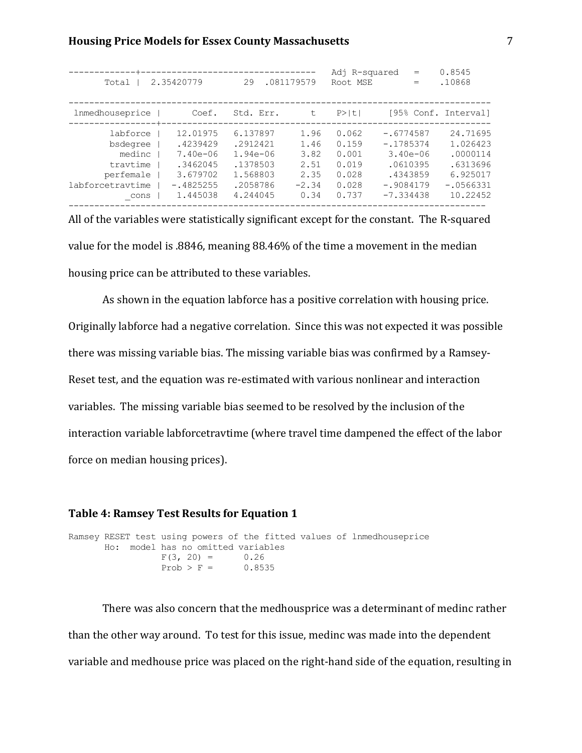```
-------------+----------------------------------   Adj R-squared   =    0.8545
       Total |  2.35420779        29  .081179579   Root MSE        =    .10868
```

| lnmedhouseprice | Coef. | Std. Err. | t | P>\|t\| | [95% Conf. Interval] | |
|---|---|---|---|---|---|---|
| labforce | 12.01975 | 6.137897 | 1.96 | 0.062 | -.6774587 | 24.71695 |
| bsdegree | .4239429 | .2912421 | 1.46 | 0.159 | -.1785374 | 1.026423 |
| medinc | 7.40e-06 | 1.94e-06 | 3.82 | 0.001 | 3.40e-06 | .0000114 |
| travtime | .3462045 | .1378503 | 2.51 | 0.019 | .0610395 | .6313696 |
| perfemale | 3.679702 | 1.568803 | 2.35 | 0.028 | .4343859 | 6.925017 |
| labforcetravtime | -.4825255 | .2058786 | -2.34 | 0.028 | -.9084179 | -.0566331 |
| _cons | 1.445038 | 4.244045 | 0.34 | 0.737 | -7.334438 | 10.22452 |

All of the variables were statistically significant except for the constant. The R-squared value for the model is .8846, meaning 88.46% of the time a movement in the median housing price can be attributed to these variables.

As shown in the equation labforce has a positive correlation with housing price. Originally labforce had a negative correlation. Since this was not expected it was possible there was missing variable bias. The missing variable bias was confirmed by a Ramsey-Reset test, and the equation was re-estimated with various nonlinear and interaction variables. The missing variable bias seemed to be resolved by the inclusion of the interaction variable labforcetravtime (where travel time dampened the effect of the labor force on median housing prices).

### Table 4: Ramsey Test Results for Equation 1

```
Ramsey RESET test using powers of the fitted values of lnmedhouseprice
       Ho:  model has no omitted variables
                 F(3, 20) =      0.26
                 Prob > F =      0.8535
```

There was also concern that the medhousprice was a determinant of medinc rather than the other way around. To test for this issue, medinc was made into the dependent variable and medhouse price was placed on the right-hand side of the equation, resulting in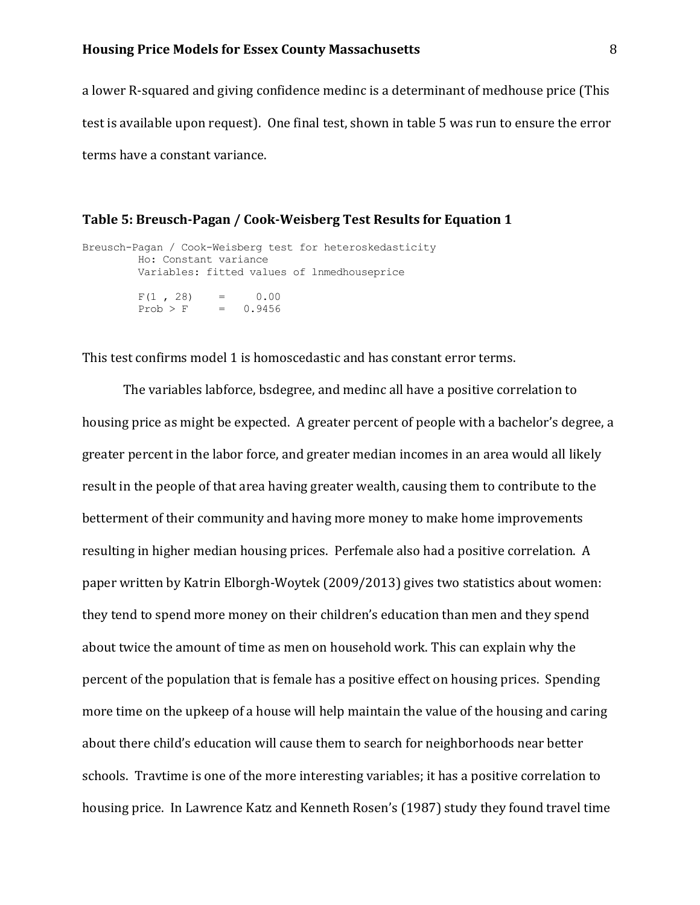a lower R-squared and giving confidence medinc is a determinant of medhouse price (This test is available upon request). One final test, shown in table 5 was run to ensure the error terms have a constant variance.

### Table 5: Breusch-Pagan / Cook-Weisberg Test Results for Equation 1

```
Breusch-Pagan / Cook-Weisberg test for heteroskedasticity
         Ho: Constant variance
         Variables: fitted values of lnmedhouseprice

         F(1 , 28)    =     0.00
         Prob > F     =   0.9456
```

This test confirms model 1 is homoscedastic and has constant error terms.

The variables labforce, bsdegree, and medinc all have a positive correlation to housing price as might be expected. A greater percent of people with a bachelor's degree, a greater percent in the labor force, and greater median incomes in an area would all likely result in the people of that area having greater wealth, causing them to contribute to the betterment of their community and having more money to make home improvements resulting in higher median housing prices. Perfemale also had a positive correlation. A paper written by Katrin Elborgh-Woytek (2009/2013) gives two statistics about women: they tend to spend more money on their children's education than men and they spend about twice the amount of time as men on household work. This can explain why the percent of the population that is female has a positive effect on housing prices. Spending more time on the upkeep of a house will help maintain the value of the housing and caring about there child's education will cause them to search for neighborhoods near better schools. Travtime is one of the more interesting variables; it has a positive correlation to housing price. In Lawrence Katz and Kenneth Rosen's (1987) study they found travel time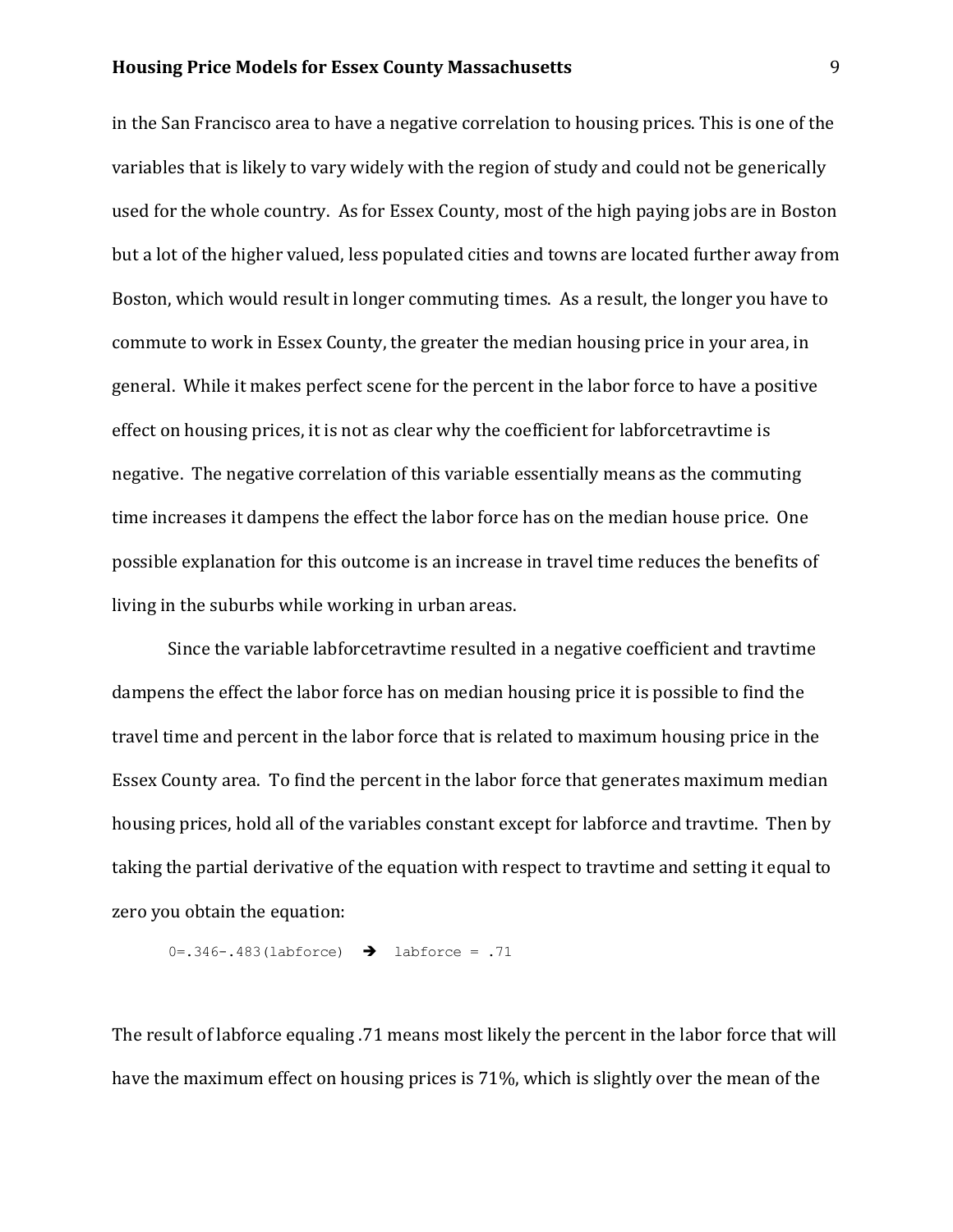in the San Francisco area to have a negative correlation to housing prices. This is one of the variables that is likely to vary widely with the region of study and could not be generically used for the whole country. As for Essex County, most of the high paying jobs are in Boston but a lot of the higher valued, less populated cities and towns are located further away from Boston, which would result in longer commuting times. As a result, the longer you have to commute to work in Essex County, the greater the median housing price in your area, in general. While it makes perfect scene for the percent in the labor force to have a positive effect on housing prices, it is not as clear why the coefficient for labforcetravtime is negative. The negative correlation of this variable essentially means as the commuting time increases it dampens the effect the labor force has on the median house price. One possible explanation for this outcome is an increase in travel time reduces the benefits of living in the suburbs while working in urban areas.

Since the variable labforcetravtime resulted in a negative coefficient and travtime dampens the effect the labor force has on median housing price it is possible to find the travel time and percent in the labor force that is related to maximum housing price in the Essex County area. To find the percent in the labor force that generates maximum median housing prices, hold all of the variables constant except for labforce and travtime. Then by taking the partial derivative of the equation with respect to travtime and setting it equal to zero you obtain the equation:

```
0=.346-.483(labforce)  →  labforce = .71
```

The result of labforce equaling .71 means most likely the percent in the labor force that will have the maximum effect on housing prices is 71%, which is slightly over the mean of the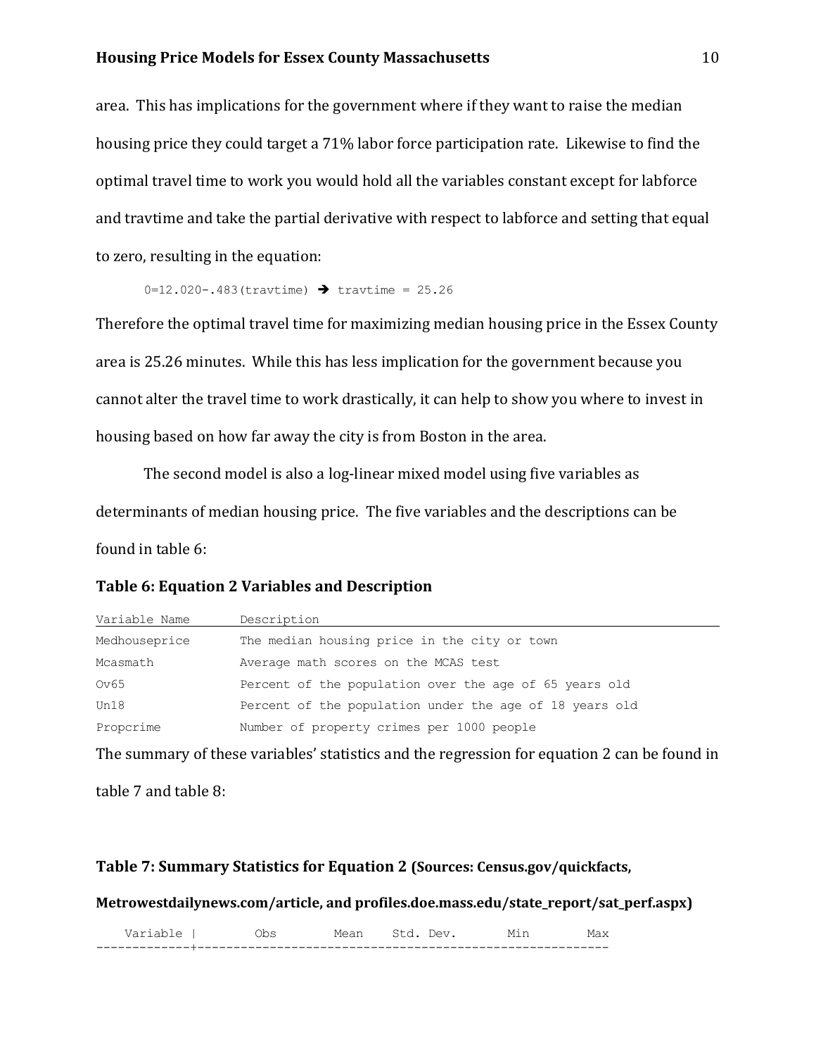area. This has implications for the government where if they want to raise the median housing price they could target a 71% labor force participation rate. Likewise to find the optimal travel time to work you would hold all the variables constant except for labforce and travtime and take the partial derivative with respect to labforce and setting that equal to zero, resulting in the equation:

$$0=12.020-.483(travtime) \rightarrow travtime = 25.26$$

Therefore the optimal travel time for maximizing median housing price in the Essex County area is 25.26 minutes. While this has less implication for the government because you cannot alter the travel time to work drastically, it can help to show you where to invest in housing based on how far away the city is from Boston in the area.

The second model is also a log-linear mixed model using five variables as determinants of median housing price. The five variables and the descriptions can be found in table 6:

**Table 6: Equation 2 Variables and Description**

| Variable Name | Description |
|---|---|
| Medhouseprice | The median housing price in the city or town |
| Mcasmath | Average math scores on the MCAS test |
| Ov65 | Percent of the population over the age of 65 years old |
| Un18 | Percent of the population under the age of 18 years old |
| Propcrime | Number of property crimes per 1000 people |

The summary of these variables' statistics and the regression for equation 2 can be found in table 7 and table 8:

**Table 7: Summary Statistics for Equation 2 (Sources: Census.gov/quickfacts, Metrowestdailynews.com/article, and profiles.doe.mass.edu/state_report/sat_perf.aspx)**

| Variable | Obs | Mean | Std. Dev. | Min | Max |
|---|---|---|---|---|---|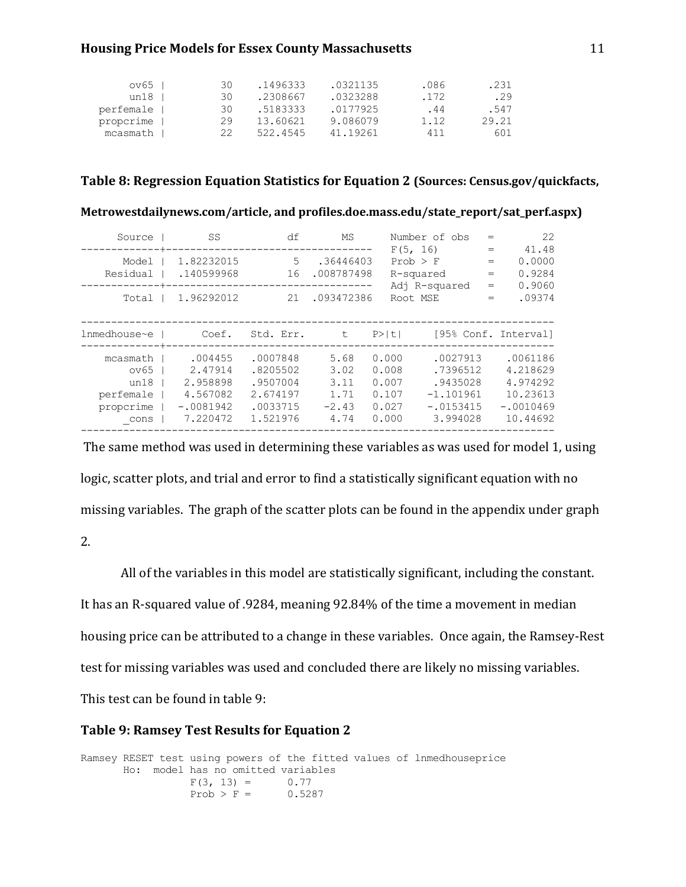```
     ov65 |         30    .1496333    .0321135        .086       .231
     un18 |         30    .2308667    .0323288        .172        .29
perfemale |         30    .5183333    .0177925         .44       .547
propcrime |         29    13.60621    9.086079        1.12      29.21
 mcasmath |         22    522.4545    41.19261         411        601
```

**Table 8: Regression Equation Statistics for Equation 2 (Sources: Census.gov/quickfacts, Metrowestdailynews.com/article, and profiles.doe.mass.edu/state_report/sat_perf.aspx)**

```
      Source |       SS           df       MS      Number of obs   =        22
-------------+----------------------------------   F(5, 16)        =     41.48
       Model |  1.82232015         5  .36446403   Prob > F        =    0.0000
    Residual |  .140599968        16  .008787498   R-squared       =    0.9284
-------------+----------------------------------   Adj R-squared   =    0.9060
       Total |  1.96292012        21  .093472386   Root MSE        =    .09374

------------------------------------------------------------------------------
lnmedhouse~e |      Coef.   Std. Err.      t    P>|t|     [95% Conf. Interval]
-------------+----------------------------------------------------------------
    mcasmath |    .004455   .0007848     5.68   0.000     .0027913    .0061186
        ov65 |    2.47914   .8205502     3.02   0.008     .7396512    4.218629
        un18 |   2.958898   .9507004     3.11   0.007     .9435028    4.974292
   perfemale |   4.567082   2.674197     1.71   0.107    -1.101961    10.23613
   propcrime |  -.0081942   .0033715    -2.43   0.027    -.0153415   -.0010469
       _cons |   7.220472   1.521976     4.74   0.000     3.994028    10.44692
------------------------------------------------------------------------------
```

The same method was used in determining these variables as was used for model 1, using logic, scatter plots, and trial and error to find a statistically significant equation with no missing variables. The graph of the scatter plots can be found in the appendix under graph 2.

All of the variables in this model are statistically significant, including the constant. It has an R-squared value of .9284, meaning 92.84% of the time a movement in median housing price can be attributed to a change in these variables. Once again, the Ramsey-Rest test for missing variables was used and concluded there are likely no missing variables. This test can be found in table 9:

**Table 9: Ramsey Test Results for Equation 2**

```
Ramsey RESET test using powers of the fitted values of lnmedhouseprice
       Ho:  model has no omitted variables
                 F(3, 13) =      0.77
                 Prob > F =      0.5287
```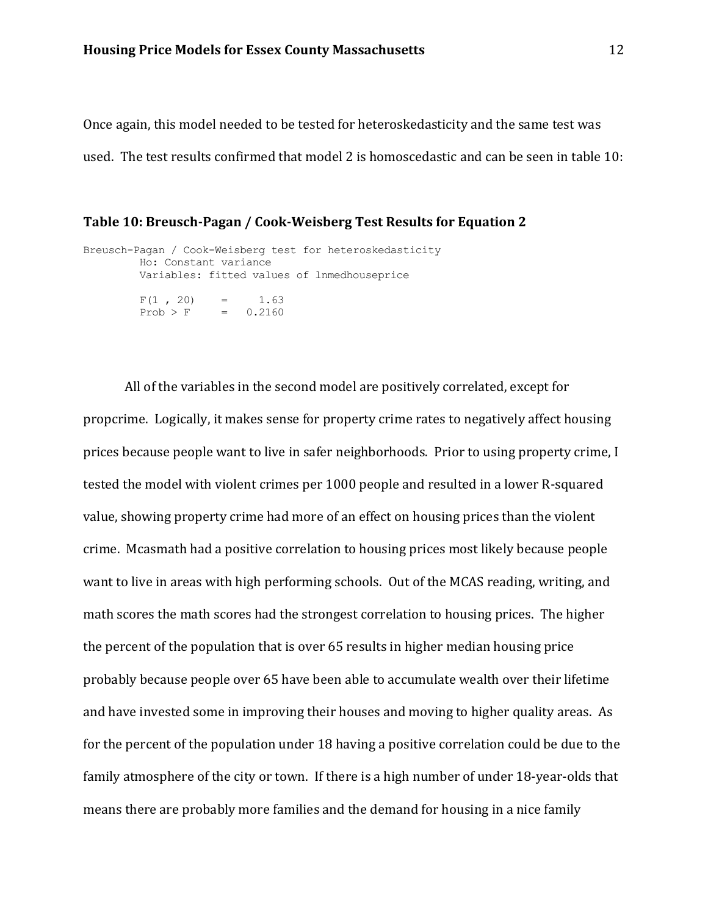Once again, this model needed to be tested for heteroskedasticity and the same test was used. The test results confirmed that model 2 is homoscedastic and can be seen in table 10:

### Table 10: Breusch-Pagan / Cook-Weisberg Test Results for Equation 2

```
Breusch-Pagan / Cook-Weisberg test for heteroskedasticity
         Ho: Constant variance
         Variables: fitted values of lnmedhouseprice

         F(1 , 20)    =     1.63
         Prob > F     =   0.2160
```

All of the variables in the second model are positively correlated, except for propcrime. Logically, it makes sense for property crime rates to negatively affect housing prices because people want to live in safer neighborhoods. Prior to using property crime, I tested the model with violent crimes per 1000 people and resulted in a lower R-squared value, showing property crime had more of an effect on housing prices than the violent crime. Mcasmath had a positive correlation to housing prices most likely because people want to live in areas with high performing schools. Out of the MCAS reading, writing, and math scores the math scores had the strongest correlation to housing prices. The higher the percent of the population that is over 65 results in higher median housing price probably because people over 65 have been able to accumulate wealth over their lifetime and have invested some in improving their houses and moving to higher quality areas. As for the percent of the population under 18 having a positive correlation could be due to the family atmosphere of the city or town. If there is a high number of under 18-year-olds that means there are probably more families and the demand for housing in a nice family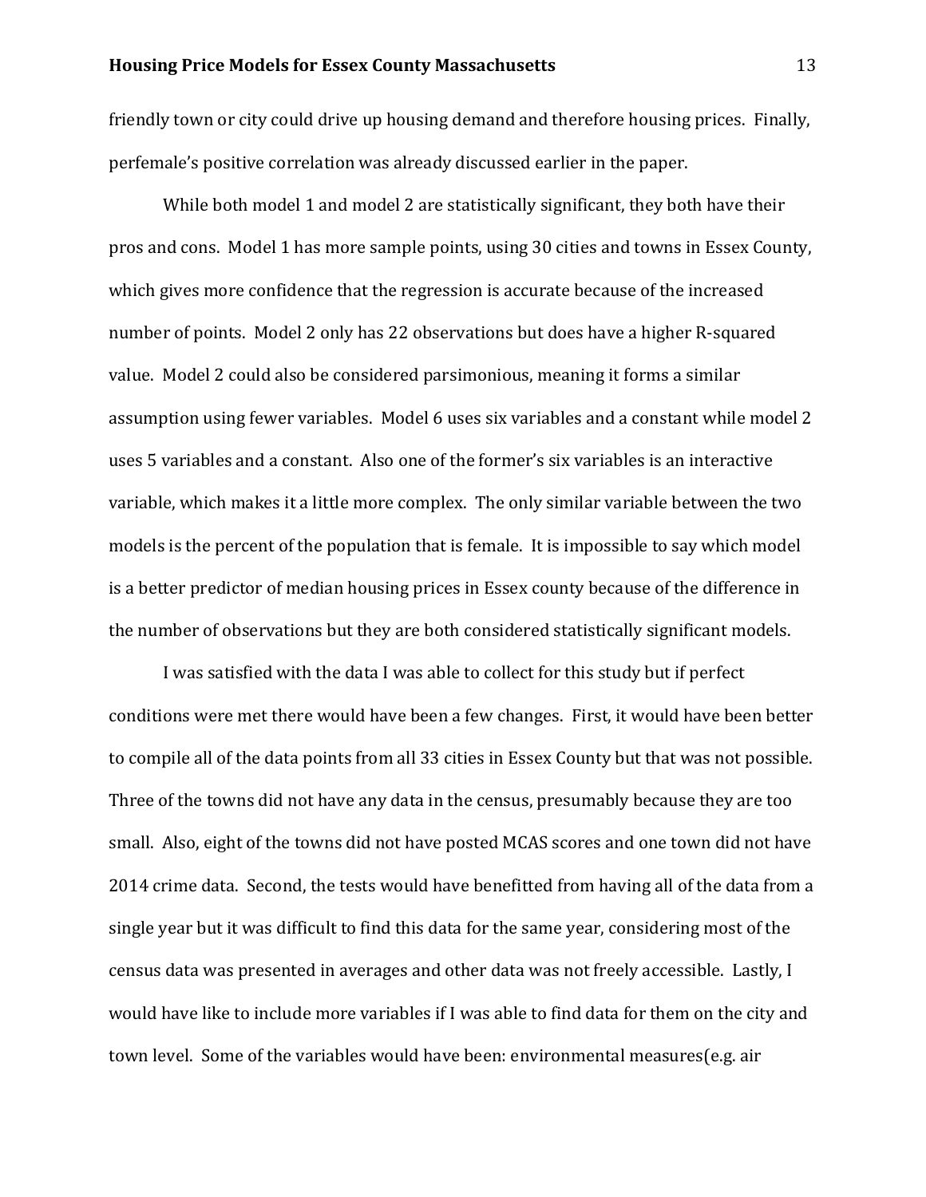friendly town or city could drive up housing demand and therefore housing prices. Finally, perfemale's positive correlation was already discussed earlier in the paper.

While both model 1 and model 2 are statistically significant, they both have their pros and cons. Model 1 has more sample points, using 30 cities and towns in Essex County, which gives more confidence that the regression is accurate because of the increased number of points. Model 2 only has 22 observations but does have a higher R-squared value. Model 2 could also be considered parsimonious, meaning it forms a similar assumption using fewer variables. Model 6 uses six variables and a constant while model 2 uses 5 variables and a constant. Also one of the former's six variables is an interactive variable, which makes it a little more complex. The only similar variable between the two models is the percent of the population that is female. It is impossible to say which model is a better predictor of median housing prices in Essex county because of the difference in the number of observations but they are both considered statistically significant models.

I was satisfied with the data I was able to collect for this study but if perfect conditions were met there would have been a few changes. First, it would have been better to compile all of the data points from all 33 cities in Essex County but that was not possible. Three of the towns did not have any data in the census, presumably because they are too small. Also, eight of the towns did not have posted MCAS scores and one town did not have 2014 crime data. Second, the tests would have benefitted from having all of the data from a single year but it was difficult to find this data for the same year, considering most of the census data was presented in averages and other data was not freely accessible. Lastly, I would have like to include more variables if I was able to find data for them on the city and town level. Some of the variables would have been: environmental measures(e.g. air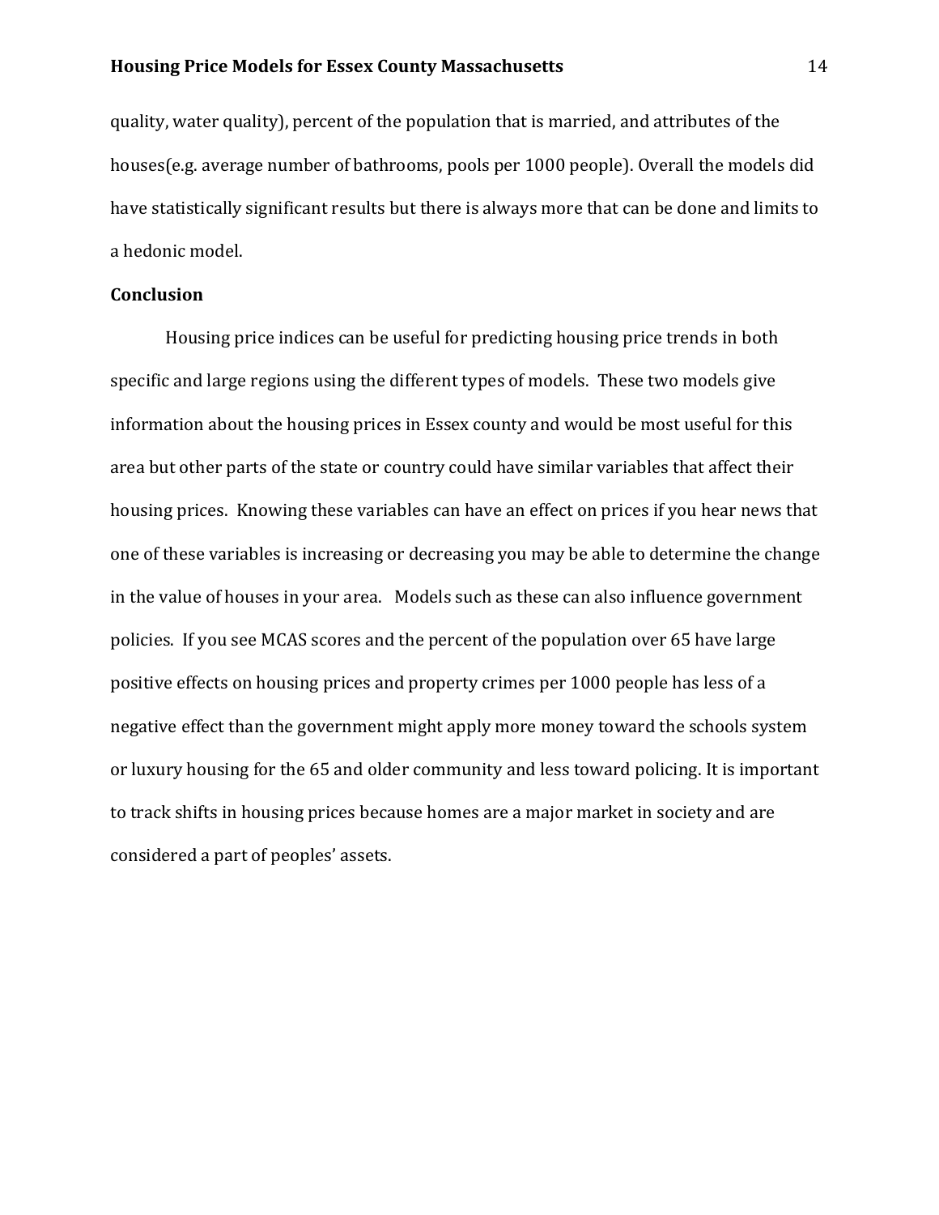quality, water quality), percent of the population that is married, and attributes of the houses(e.g. average number of bathrooms, pools per 1000 people). Overall the models did have statistically significant results but there is always more that can be done and limits to a hedonic model.

**Conclusion**

Housing price indices can be useful for predicting housing price trends in both specific and large regions using the different types of models. These two models give information about the housing prices in Essex county and would be most useful for this area but other parts of the state or country could have similar variables that affect their housing prices. Knowing these variables can have an effect on prices if you hear news that one of these variables is increasing or decreasing you may be able to determine the change in the value of houses in your area. Models such as these can also influence government policies. If you see MCAS scores and the percent of the population over 65 have large positive effects on housing prices and property crimes per 1000 people has less of a negative effect than the government might apply more money toward the schools system or luxury housing for the 65 and older community and less toward policing. It is important to track shifts in housing prices because homes are a major market in society and are considered a part of peoples' assets.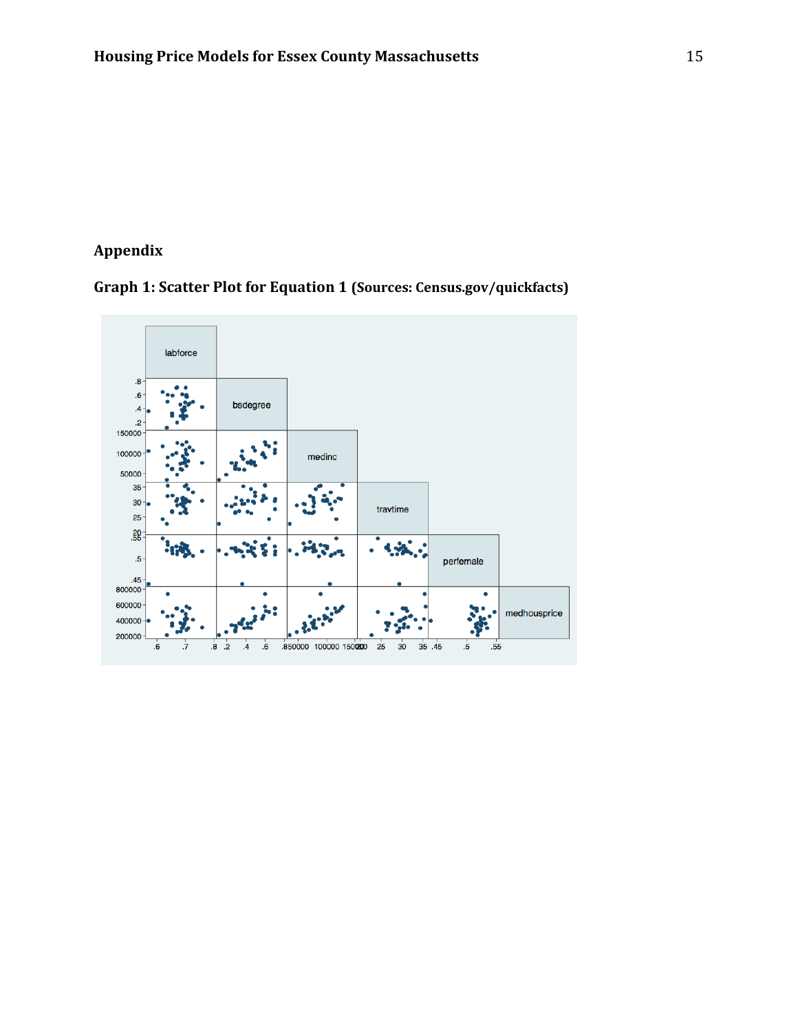## Appendix

### Graph 1: Scatter Plot for Equation 1 (Sources: Census.gov/quickfacts)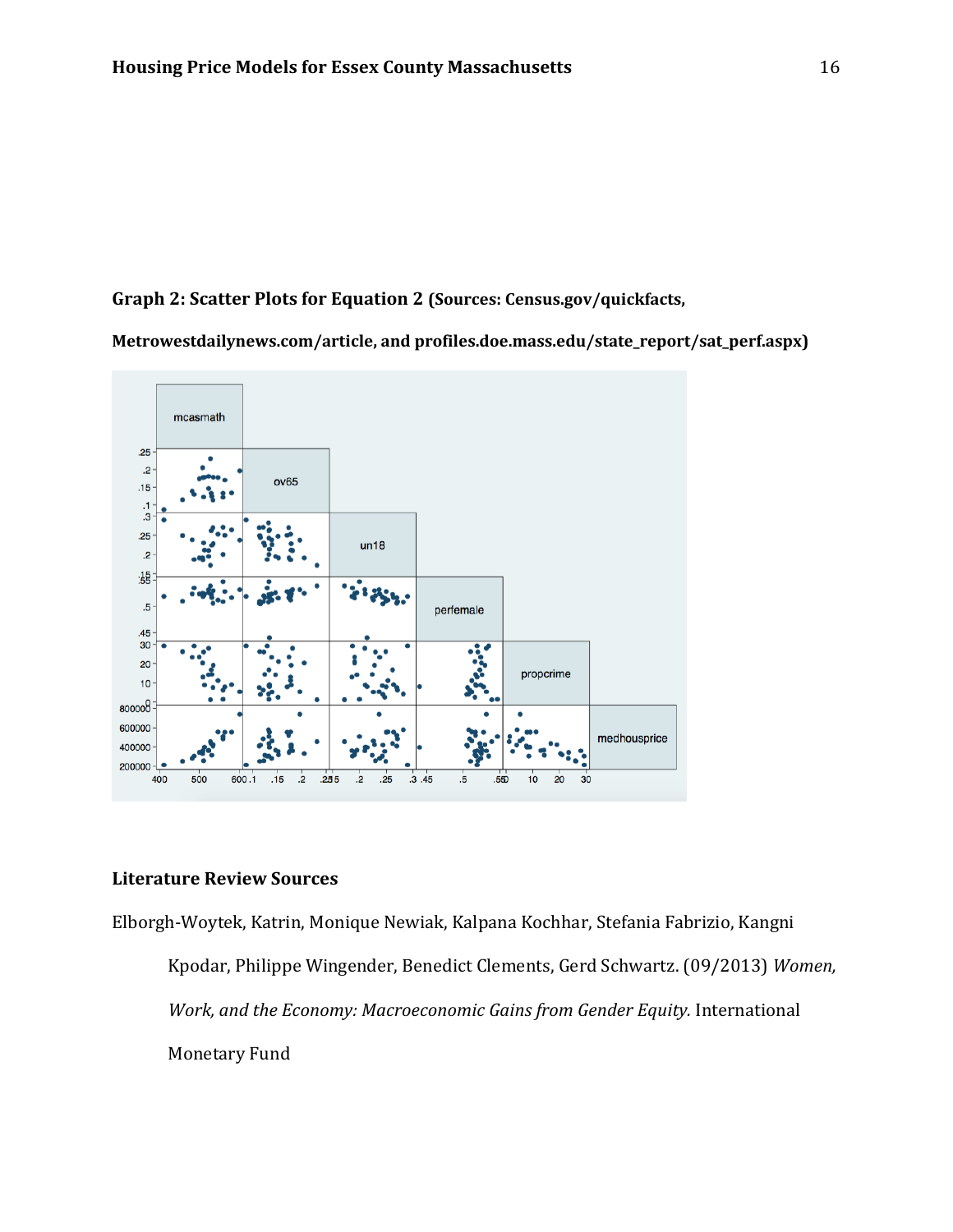**Graph 2: Scatter Plots for Equation 2 (Sources: Census.gov/quickfacts, Metrowestdailynews.com/article, and profiles.doe.mass.edu/state_report/sat_perf.aspx)**

## Literature Review Sources

Elborgh-Woytek, Katrin, Monique Newiak, Kalpana Kochhar, Stefania Fabrizio, Kangni Kpodar, Philippe Wingender, Benedict Clements, Gerd Schwartz. (09/2013) *Women, Work, and the Economy: Macroeconomic Gains from Gender Equity.* International Monetary Fund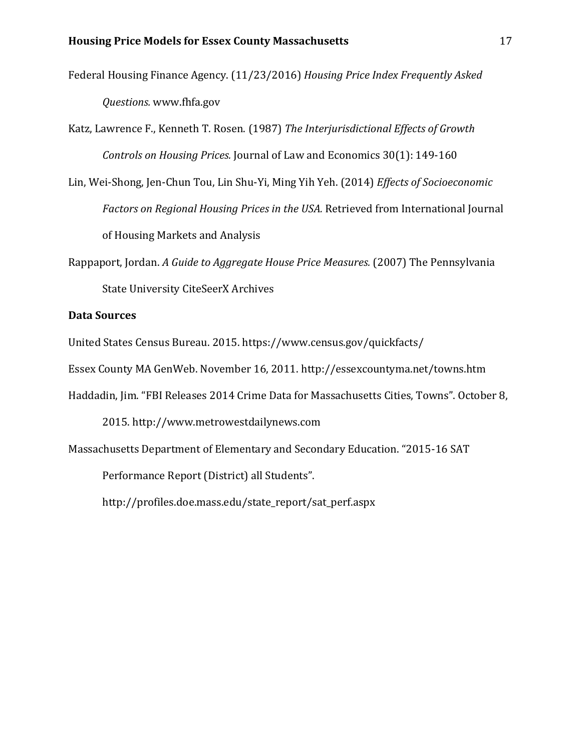Federal Housing Finance Agency. (11/23/2016) *Housing Price Index Frequently Asked Questions.* www.fhfa.gov

Katz, Lawrence F., Kenneth T. Rosen. (1987) *The Interjurisdictional Effects of Growth Controls on Housing Prices.* Journal of Law and Economics 30(1): 149-160

Lin, Wei-Shong, Jen-Chun Tou, Lin Shu-Yi, Ming Yih Yeh. (2014) *Effects of Socioeconomic Factors on Regional Housing Prices in the USA.* Retrieved from International Journal of Housing Markets and Analysis

Rappaport, Jordan. *A Guide to Aggregate House Price Measures.* (2007) The Pennsylvania State University CiteSeerX Archives

**Data Sources**

United States Census Bureau. 2015. https://www.census.gov/quickfacts/

Essex County MA GenWeb. November 16, 2011. http://essexcountyma.net/towns.htm

Haddadin, Jim. "FBI Releases 2014 Crime Data for Massachusetts Cities, Towns". October 8, 2015. http://www.metrowestdailynews.com

Massachusetts Department of Elementary and Secondary Education. "2015-16 SAT Performance Report (District) all Students". http://profiles.doe.mass.edu/state_report/sat_perf.aspx